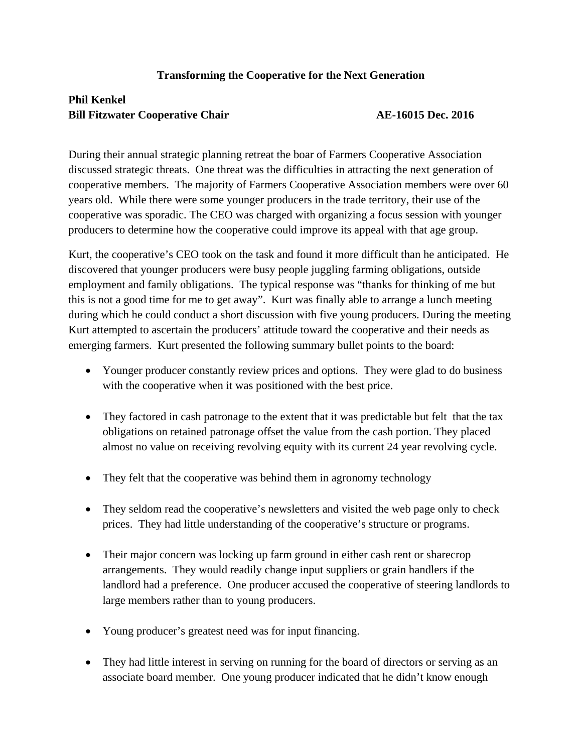# Transforming the Cooperative for the Next Generation

**Phil Kenkel**
**Bill Fitzwater Cooperative Chair** **AE-16015 Dec. 2016**

During their annual strategic planning retreat the boar of Farmers Cooperative Association discussed strategic threats. One threat was the difficulties in attracting the next generation of cooperative members. The majority of Farmers Cooperative Association members were over 60 years old. While there were some younger producers in the trade territory, their use of the cooperative was sporadic. The CEO was charged with organizing a focus session with younger producers to determine how the cooperative could improve its appeal with that age group.

Kurt, the cooperative's CEO took on the task and found it more difficult than he anticipated. He discovered that younger producers were busy people juggling farming obligations, outside employment and family obligations. The typical response was "thanks for thinking of me but this is not a good time for me to get away". Kurt was finally able to arrange a lunch meeting during which he could conduct a short discussion with five young producers. During the meeting Kurt attempted to ascertain the producers' attitude toward the cooperative and their needs as emerging farmers. Kurt presented the following summary bullet points to the board:

- Younger producer constantly review prices and options. They were glad to do business with the cooperative when it was positioned with the best price.

- They factored in cash patronage to the extent that it was predictable but felt that the tax obligations on retained patronage offset the value from the cash portion. They placed almost no value on receiving revolving equity with its current 24 year revolving cycle.

- They felt that the cooperative was behind them in agronomy technology

- They seldom read the cooperative's newsletters and visited the web page only to check prices. They had little understanding of the cooperative's structure or programs.

- Their major concern was locking up farm ground in either cash rent or sharecrop arrangements. They would readily change input suppliers or grain handlers if the landlord had a preference. One producer accused the cooperative of steering landlords to large members rather than to young producers.

- Young producer's greatest need was for input financing.

- They had little interest in serving on running for the board of directors or serving as an associate board member. One young producer indicated that he didn't know enough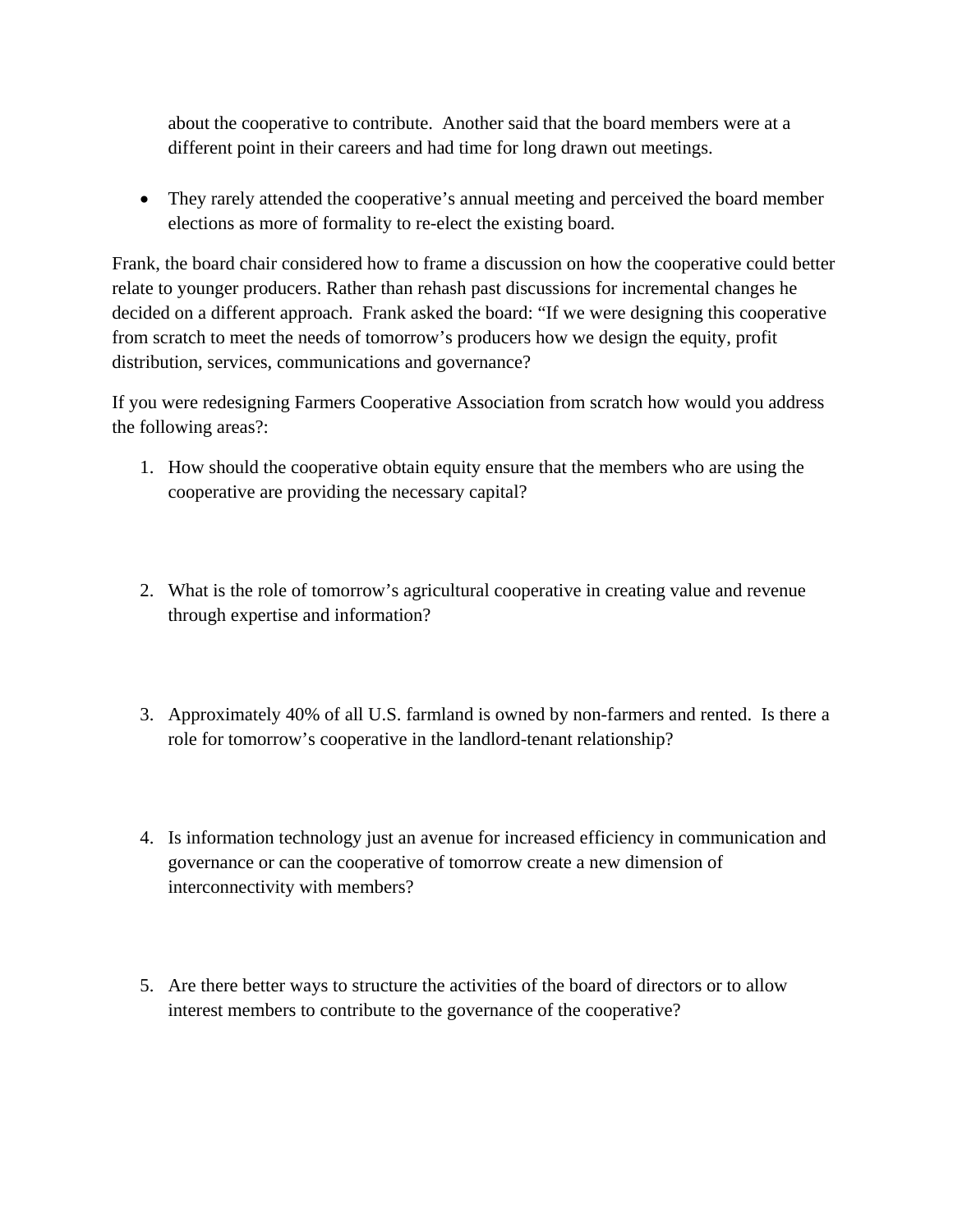about the cooperative to contribute. Another said that the board members were at a different point in their careers and had time for long drawn out meetings.

- They rarely attended the cooperative's annual meeting and perceived the board member elections as more of formality to re-elect the existing board.

Frank, the board chair considered how to frame a discussion on how the cooperative could better relate to younger producers. Rather than rehash past discussions for incremental changes he decided on a different approach. Frank asked the board: "If we were designing this cooperative from scratch to meet the needs of tomorrow's producers how we design the equity, profit distribution, services, communications and governance?

If you were redesigning Farmers Cooperative Association from scratch how would you address the following areas?:

1. How should the cooperative obtain equity ensure that the members who are using the cooperative are providing the necessary capital?

2. What is the role of tomorrow's agricultural cooperative in creating value and revenue through expertise and information?

3. Approximately 40% of all U.S. farmland is owned by non-farmers and rented. Is there a role for tomorrow's cooperative in the landlord-tenant relationship?

4. Is information technology just an avenue for increased efficiency in communication and governance or can the cooperative of tomorrow create a new dimension of interconnectivity with members?

5. Are there better ways to structure the activities of the board of directors or to allow interest members to contribute to the governance of the cooperative?